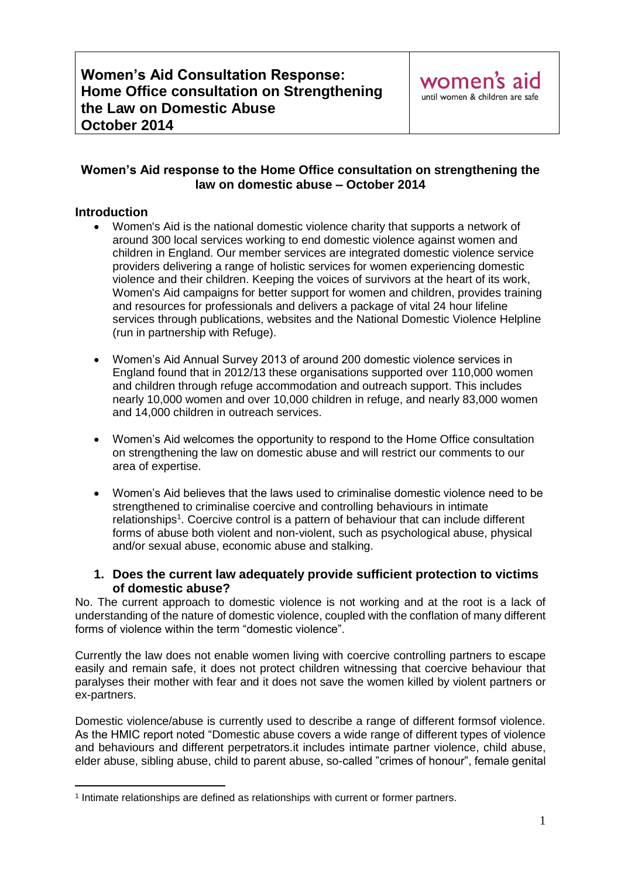# Women's Aid Consultation Response: Home Office consultation on Strengthening the Law on Domestic Abuse October 2014

women's aid
until women & children are safe

## Women's Aid response to the Home Office consultation on strengthening the law on domestic abuse – October 2014

### Introduction

- Women's Aid is the national domestic violence charity that supports a network of around 300 local services working to end domestic violence against women and children in England. Our member services are integrated domestic violence service providers delivering a range of holistic services for women experiencing domestic violence and their children. Keeping the voices of survivors at the heart of its work, Women's Aid campaigns for better support for women and children, provides training and resources for professionals and delivers a package of vital 24 hour lifeline services through publications, websites and the National Domestic Violence Helpline (run in partnership with Refuge).

- Women's Aid Annual Survey 2013 of around 200 domestic violence services in England found that in 2012/13 these organisations supported over 110,000 women and children through refuge accommodation and outreach support. This includes nearly 10,000 women and over 10,000 children in refuge, and nearly 83,000 women and 14,000 children in outreach services.

- Women's Aid welcomes the opportunity to respond to the Home Office consultation on strengthening the law on domestic abuse and will restrict our comments to our area of expertise.

- Women's Aid believes that the laws used to criminalise domestic violence need to be strengthened to criminalise coercive and controlling behaviours in intimate relationships[1]. Coercive control is a pattern of behaviour that can include different forms of abuse both violent and non-violent, such as psychological abuse, physical and/or sexual abuse, economic abuse and stalking.

### 1. Does the current law adequately provide sufficient protection to victims of domestic abuse?

No. The current approach to domestic violence is not working and at the root is a lack of understanding of the nature of domestic violence, coupled with the conflation of many different forms of violence within the term "domestic violence".

Currently the law does not enable women living with coercive controlling partners to escape easily and remain safe, it does not protect children witnessing that coercive behaviour that paralyses their mother with fear and it does not save the women killed by violent partners or ex-partners.

Domestic violence/abuse is currently used to describe a range of different formsof violence. As the HMIC report noted "Domestic abuse covers a wide range of different types of violence and behaviours and different perpetrators.it includes intimate partner violence, child abuse, elder abuse, sibling abuse, child to parent abuse, so-called "crimes of honour", female genital

[1] Intimate relationships are defined as relationships with current or former partners.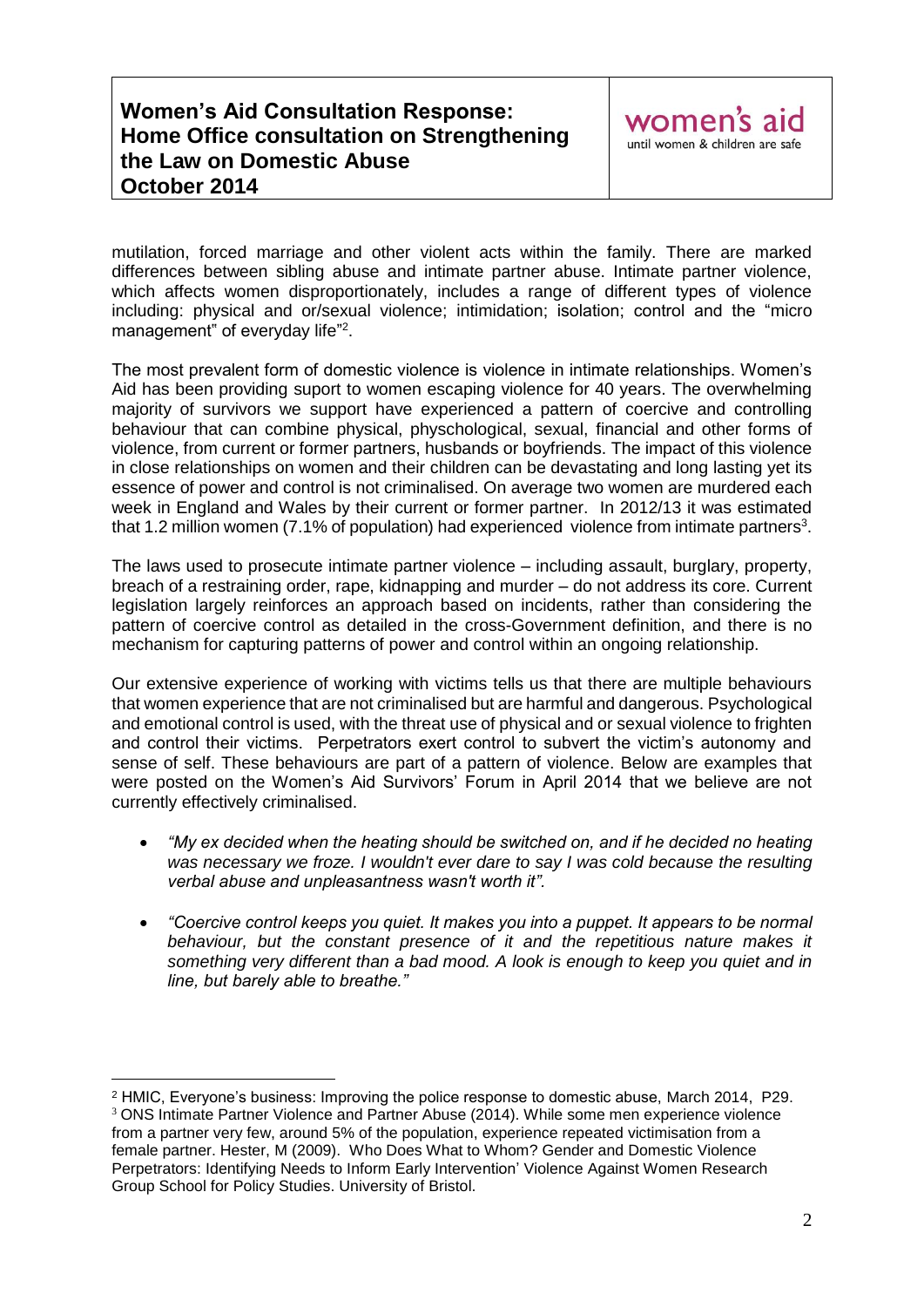mutilation, forced marriage and other violent acts within the family. There are marked differences between sibling abuse and intimate partner abuse. Intimate partner violence, which affects women disproportionately, includes a range of different types of violence including: physical and or/sexual violence; intimidation; isolation; control and the "micro management" of everyday life"[2].

The most prevalent form of domestic violence is violence in intimate relationships. Women's Aid has been providing suport to women escaping violence for 40 years. The overwhelming majority of survivors we support have experienced a pattern of coercive and controlling behaviour that can combine physical, phsychological, sexual, financial and other forms of violence, from current or former partners, husbands or boyfriends. The impact of this violence in close relationships on women and their children can be devastating and long lasting yet its essence of power and control is not criminalised. On average two women are murdered each week in England and Wales by their current or former partner. In 2012/13 it was estimated that 1.2 million women (7.1% of population) had experienced violence from intimate partners[3].

The laws used to prosecute intimate partner violence – including assault, burglary, property, breach of a restraining order, rape, kidnapping and murder – do not address its core. Current legislation largely reinforces an approach based on incidents, rather than considering the pattern of coercive control as detailed in the cross-Government definition, and there is no mechanism for capturing patterns of power and control within an ongoing relationship.

Our extensive experience of working with victims tells us that there are multiple behaviours that women experience that are not criminalised but are harmful and dangerous. Psychological and emotional control is used, with the threat use of physical and or sexual violence to frighten and control their victims. Perpetrators exert control to subvert the victim's autonomy and sense of self. These behaviours are part of a pattern of violence. Below are examples that were posted on the Women's Aid Survivors' Forum in April 2014 that we believe are not currently effectively criminalised.

- *"My ex decided when the heating should be switched on, and if he decided no heating was necessary we froze. I wouldn't ever dare to say I was cold because the resulting verbal abuse and unpleasantness wasn't worth it".*
- *"Coercive control keeps you quiet. It makes you into a puppet. It appears to be normal behaviour, but the constant presence of it and the repetitious nature makes it something very different than a bad mood. A look is enough to keep you quiet and in line, but barely able to breathe."*

---

[2] HMIC, Everyone's business: Improving the police response to domestic abuse, March 2014, P29.

[3] ONS Intimate Partner Violence and Partner Abuse (2014). While some men experience violence from a partner very few, around 5% of the population, experience repeated victimisation from a female partner. Hester, M (2009). Who Does What to Whom? Gender and Domestic Violence Perpetrators: Identifying Needs to Inform Early Intervention' Violence Against Women Research Group School for Policy Studies. University of Bristol.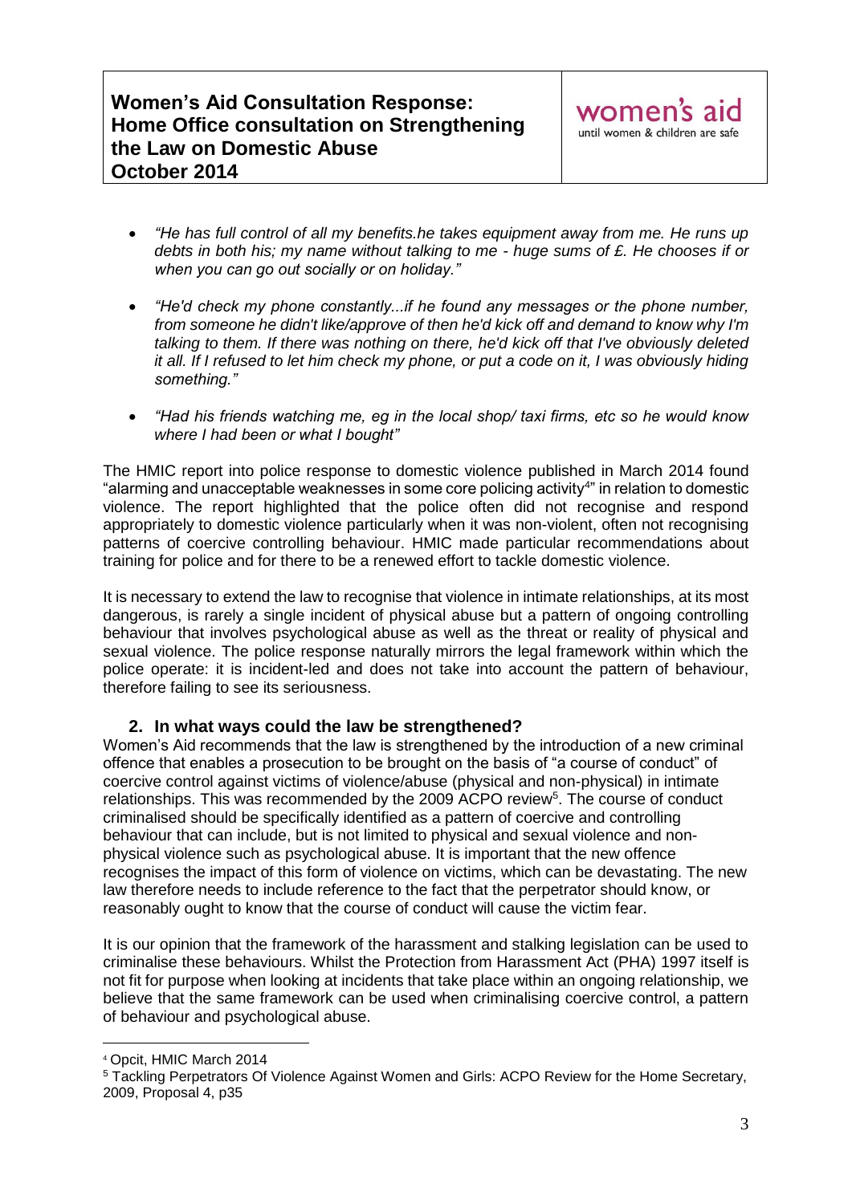- *"He has full control of all my benefits.he takes equipment away from me. He runs up debts in both his; my name without talking to me - huge sums of £. He chooses if or when you can go out socially or on holiday."*

- *"He'd check my phone constantly...if he found any messages or the phone number, from someone he didn't like/approve of then he'd kick off and demand to know why I'm talking to them. If there was nothing on there, he'd kick off that I've obviously deleted it all. If I refused to let him check my phone, or put a code on it, I was obviously hiding something."*

- *"Had his friends watching me, eg in the local shop/ taxi firms, etc so he would know where I had been or what I bought"*

The HMIC report into police response to domestic violence published in March 2014 found "alarming and unacceptable weaknesses in some core policing activity[4]" in relation to domestic violence. The report highlighted that the police often did not recognise and respond appropriately to domestic violence particularly when it was non-violent, often not recognising patterns of coercive controlling behaviour. HMIC made particular recommendations about training for police and for there to be a renewed effort to tackle domestic violence.

It is necessary to extend the law to recognise that violence in intimate relationships, at its most dangerous, is rarely a single incident of physical abuse but a pattern of ongoing controlling behaviour that involves psychological abuse as well as the threat or reality of physical and sexual violence. The police response naturally mirrors the legal framework within which the police operate: it is incident-led and does not take into account the pattern of behaviour, therefore failing to see its seriousness.

## 2. In what ways could the law be strengthened?

Women's Aid recommends that the law is strengthened by the introduction of a new criminal offence that enables a prosecution to be brought on the basis of "a course of conduct" of coercive control against victims of violence/abuse (physical and non-physical) in intimate relationships. This was recommended by the 2009 ACPO review[5]. The course of conduct criminalised should be specifically identified as a pattern of coercive and controlling behaviour that can include, but is not limited to physical and sexual violence and non-physical violence such as psychological abuse. It is important that the new offence recognises the impact of this form of violence on victims, which can be devastating. The new law therefore needs to include reference to the fact that the perpetrator should know, or reasonably ought to know that the course of conduct will cause the victim fear.

It is our opinion that the framework of the harassment and stalking legislation can be used to criminalise these behaviours. Whilst the Protection from Harassment Act (PHA) 1997 itself is not fit for purpose when looking at incidents that take place within an ongoing relationship, we believe that the same framework can be used when criminalising coercive control, a pattern of behaviour and psychological abuse.

---

[4] Opcit, HMIC March 2014

[5] Tackling Perpetrators Of Violence Against Women and Girls: ACPO Review for the Home Secretary, 2009, Proposal 4, p35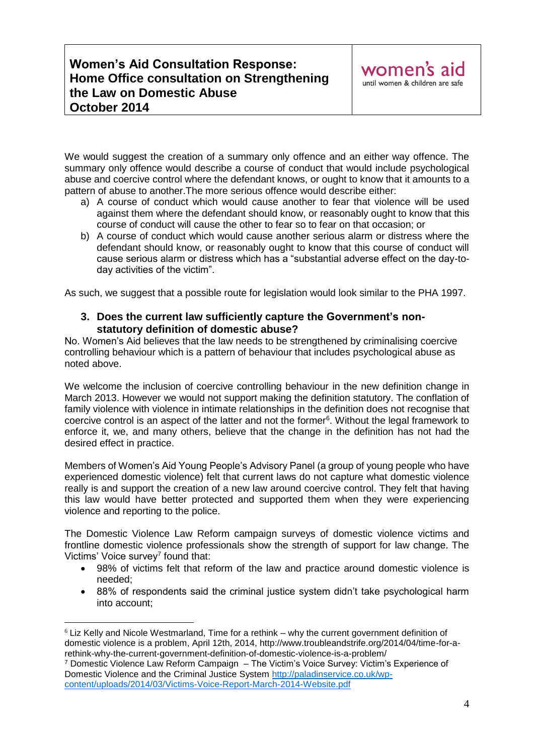We would suggest the creation of a summary only offence and an either way offence. The summary only offence would describe a course of conduct that would include psychological abuse and coercive control where the defendant knows, or ought to know that it amounts to a pattern of abuse to another.The more serious offence would describe either:

a) A course of conduct which would cause another to fear that violence will be used against them where the defendant should know, or reasonably ought to know that this course of conduct will cause the other to fear so to fear on that occasion; or
b) A course of conduct which would cause another serious alarm or distress where the defendant should know, or reasonably ought to know that this course of conduct will cause serious alarm or distress which has a "substantial adverse effect on the day-to-day activities of the victim".

As such, we suggest that a possible route for legislation would look similar to the PHA 1997.

### 3. Does the current law sufficiently capture the Government's non-statutory definition of domestic abuse?

No. Women's Aid believes that the law needs to be strengthened by criminalising coercive controlling behaviour which is a pattern of behaviour that includes psychological abuse as noted above.

We welcome the inclusion of coercive controlling behaviour in the new definition change in March 2013. However we would not support making the definition statutory. The conflation of family violence with violence in intimate relationships in the definition does not recognise that coercive control is an aspect of the latter and not the former[6]. Without the legal framework to enforce it, we, and many others, believe that the change in the definition has not had the desired effect in practice.

Members of Women's Aid Young People's Advisory Panel (a group of young people who have experienced domestic violence) felt that current laws do not capture what domestic violence really is and support the creation of a new law around coercive control. They felt that having this law would have better protected and supported them when they were experiencing violence and reporting to the police.

The Domestic Violence Law Reform campaign surveys of domestic violence victims and frontline domestic violence professionals show the strength of support for law change. The Victims' Voice survey[7] found that:

- 98% of victims felt that reform of the law and practice around domestic violence is needed;
- 88% of respondents said the criminal justice system didn't take psychological harm into account;

---

[6] Liz Kelly and Nicole Westmarland, Time for a rethink – why the current government definition of domestic violence is a problem, April 12th, 2014, http://www.troubleandstrife.org/2014/04/time-for-a-rethink-why-the-current-government-definition-of-domestic-violence-is-a-problem/

[7] Domestic Violence Law Reform Campaign – The Victim's Voice Survey: Victim's Experience of Domestic Violence and the Criminal Justice System http://paladinservice.co.uk/wp-content/uploads/2014/03/Victims-Voice-Report-March-2014-Website.pdf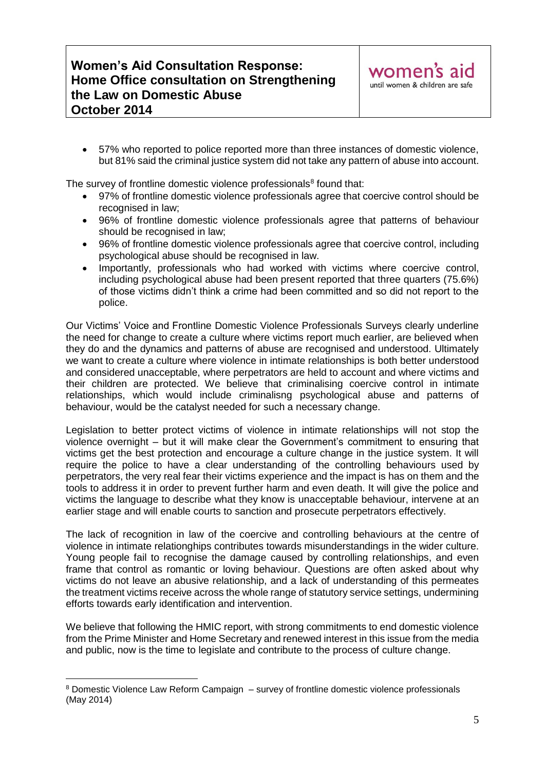- 57% who reported to police reported more than three instances of domestic violence, but 81% said the criminal justice system did not take any pattern of abuse into account.

The survey of frontline domestic violence professionals[8] found that:

- 97% of frontline domestic violence professionals agree that coercive control should be recognised in law;
- 96% of frontline domestic violence professionals agree that patterns of behaviour should be recognised in law;
- 96% of frontline domestic violence professionals agree that coercive control, including psychological abuse should be recognised in law.
- Importantly, professionals who had worked with victims where coercive control, including psychological abuse had been present reported that three quarters (75.6%) of those victims didn't think a crime had been committed and so did not report to the police.

Our Victims' Voice and Frontline Domestic Violence Professionals Surveys clearly underline the need for change to create a culture where victims report much earlier, are believed when they do and the dynamics and patterns of abuse are recognised and understood. Ultimately we want to create a culture where violence in intimate relationships is both better understood and considered unacceptable, where perpetrators are held to account and where victims and their children are protected. We believe that criminalising coercive control in intimate relationships, which would include criminalisng psychological abuse and patterns of behaviour, would be the catalyst needed for such a necessary change.

Legislation to better protect victims of violence in intimate relationships will not stop the violence overnight – but it will make clear the Government's commitment to ensuring that victims get the best protection and encourage a culture change in the justice system. It will require the police to have a clear understanding of the controlling behaviours used by perpetrators, the very real fear their victims experience and the impact is has on them and the tools to address it in order to prevent further harm and even death. It will give the police and victims the language to describe what they know is unacceptable behaviour, intervene at an earlier stage and will enable courts to sanction and prosecute perpetrators effectively.

The lack of recognition in law of the coercive and controlling behaviours at the centre of violence in intimate relationghips contributes towards misunderstandings in the wider culture. Young people fail to recognise the damage caused by controlling relationships, and even frame that control as romantic or loving behaviour. Questions are often asked about why victims do not leave an abusive relationship, and a lack of understanding of this permeates the treatment victims receive across the whole range of statutory service settings, undermining efforts towards early identification and intervention.

We believe that following the HMIC report, with strong commitments to end domestic violence from the Prime Minister and Home Secretary and renewed interest in this issue from the media and public, now is the time to legislate and contribute to the process of culture change.

[8] Domestic Violence Law Reform Campaign – survey of frontline domestic violence professionals (May 2014)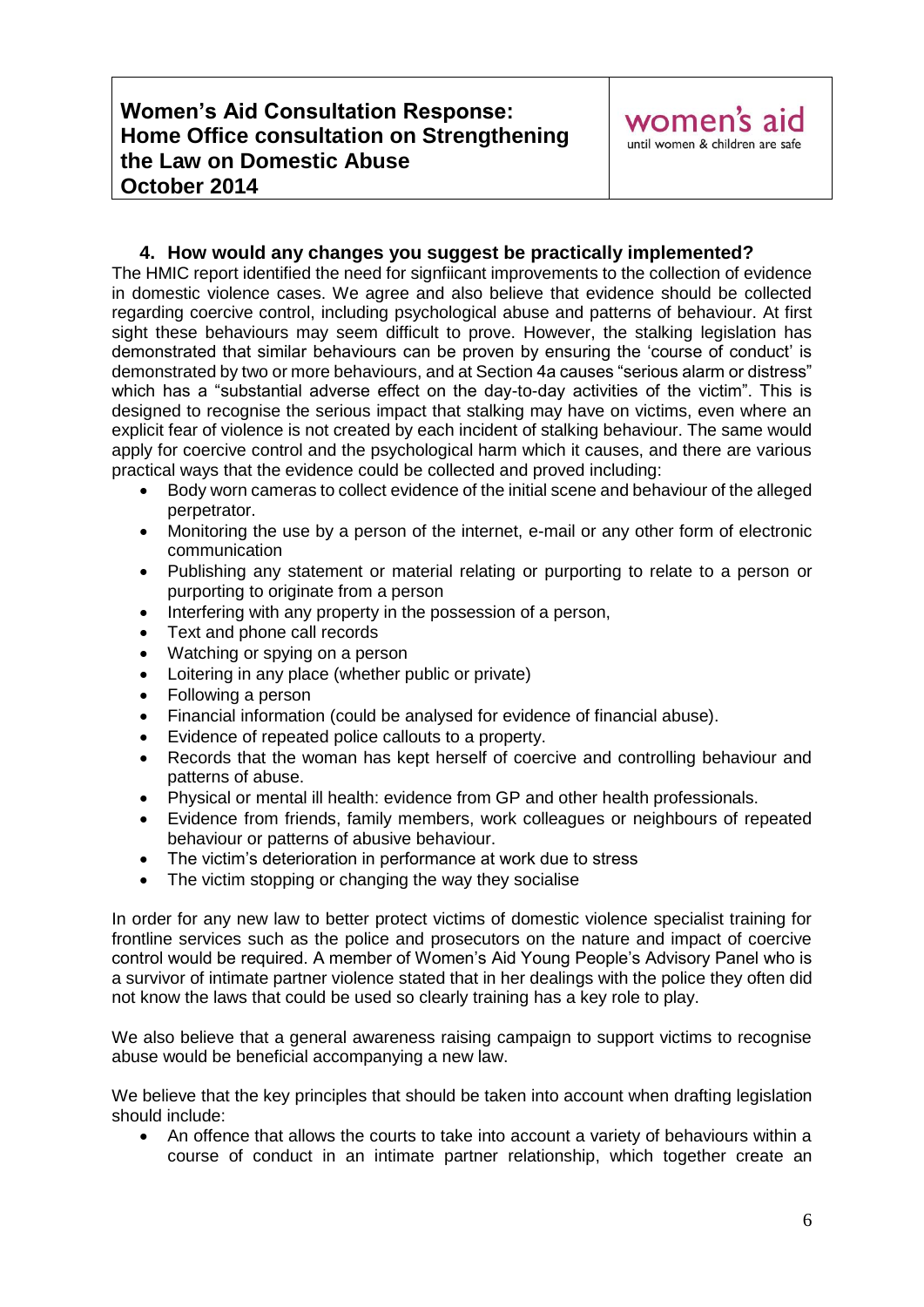## 4. How would any changes you suggest be practically implemented?

The HMIC report identified the need for signfiicant improvements to the collection of evidence in domestic violence cases. We agree and also believe that evidence should be collected regarding coercive control, including psychological abuse and patterns of behaviour. At first sight these behaviours may seem difficult to prove. However, the stalking legislation has demonstrated that similar behaviours can be proven by ensuring the 'course of conduct' is demonstrated by two or more behaviours, and at Section 4a causes "serious alarm or distress" which has a "substantial adverse effect on the day-to-day activities of the victim". This is designed to recognise the serious impact that stalking may have on victims, even where an explicit fear of violence is not created by each incident of stalking behaviour. The same would apply for coercive control and the psychological harm which it causes, and there are various practical ways that the evidence could be collected and proved including:

- Body worn cameras to collect evidence of the initial scene and behaviour of the alleged perpetrator.
- Monitoring the use by a person of the internet, e-mail or any other form of electronic communication
- Publishing any statement or material relating or purporting to relate to a person or purporting to originate from a person
- Interfering with any property in the possession of a person,
- Text and phone call records
- Watching or spying on a person
- Loitering in any place (whether public or private)
- Following a person
- Financial information (could be analysed for evidence of financial abuse).
- Evidence of repeated police callouts to a property.
- Records that the woman has kept herself of coercive and controlling behaviour and patterns of abuse.
- Physical or mental ill health: evidence from GP and other health professionals.
- Evidence from friends, family members, work colleagues or neighbours of repeated behaviour or patterns of abusive behaviour.
- The victim's deterioration in performance at work due to stress
- The victim stopping or changing the way they socialise

In order for any new law to better protect victims of domestic violence specialist training for frontline services such as the police and prosecutors on the nature and impact of coercive control would be required. A member of Women's Aid Young People's Advisory Panel who is a survivor of intimate partner violence stated that in her dealings with the police they often did not know the laws that could be used so clearly training has a key role to play.

We also believe that a general awareness raising campaign to support victims to recognise abuse would be beneficial accompanying a new law.

We believe that the key principles that should be taken into account when drafting legislation should include:

- An offence that allows the courts to take into account a variety of behaviours within a course of conduct in an intimate partner relationship, which together create an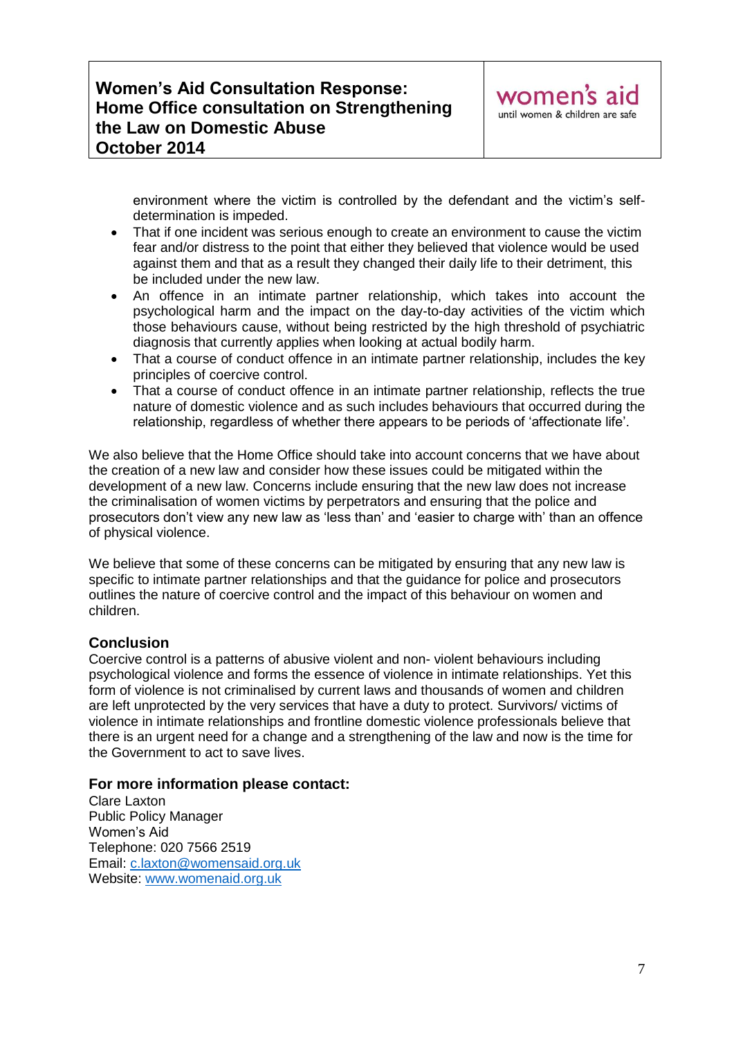environment where the victim is controlled by the defendant and the victim's self-determination is impeded.

- That if one incident was serious enough to create an environment to cause the victim fear and/or distress to the point that either they believed that violence would be used against them and that as a result they changed their daily life to their detriment, this be included under the new law.
- An offence in an intimate partner relationship, which takes into account the psychological harm and the impact on the day-to-day activities of the victim which those behaviours cause, without being restricted by the high threshold of psychiatric diagnosis that currently applies when looking at actual bodily harm.
- That a course of conduct offence in an intimate partner relationship, includes the key principles of coercive control.
- That a course of conduct offence in an intimate partner relationship, reflects the true nature of domestic violence and as such includes behaviours that occurred during the relationship, regardless of whether there appears to be periods of 'affectionate life'.

We also believe that the Home Office should take into account concerns that we have about the creation of a new law and consider how these issues could be mitigated within the development of a new law. Concerns include ensuring that the new law does not increase the criminalisation of women victims by perpetrators and ensuring that the police and prosecutors don't view any new law as 'less than' and 'easier to charge with' than an offence of physical violence.

We believe that some of these concerns can be mitigated by ensuring that any new law is specific to intimate partner relationships and that the guidance for police and prosecutors outlines the nature of coercive control and the impact of this behaviour on women and children.

### Conclusion

Coercive control is a patterns of abusive violent and non- violent behaviours including psychological violence and forms the essence of violence in intimate relationships. Yet this form of violence is not criminalised by current laws and thousands of women and children are left unprotected by the very services that have a duty to protect. Survivors/ victims of violence in intimate relationships and frontline domestic violence professionals believe that there is an urgent need for a change and a strengthening of the law and now is the time for the Government to act to save lives.

### For more information please contact:

Clare Laxton
Public Policy Manager
Women's Aid
Telephone: 020 7566 2519
Email: c.laxton@womensaid.org.uk
Website: www.womenaid.org.uk